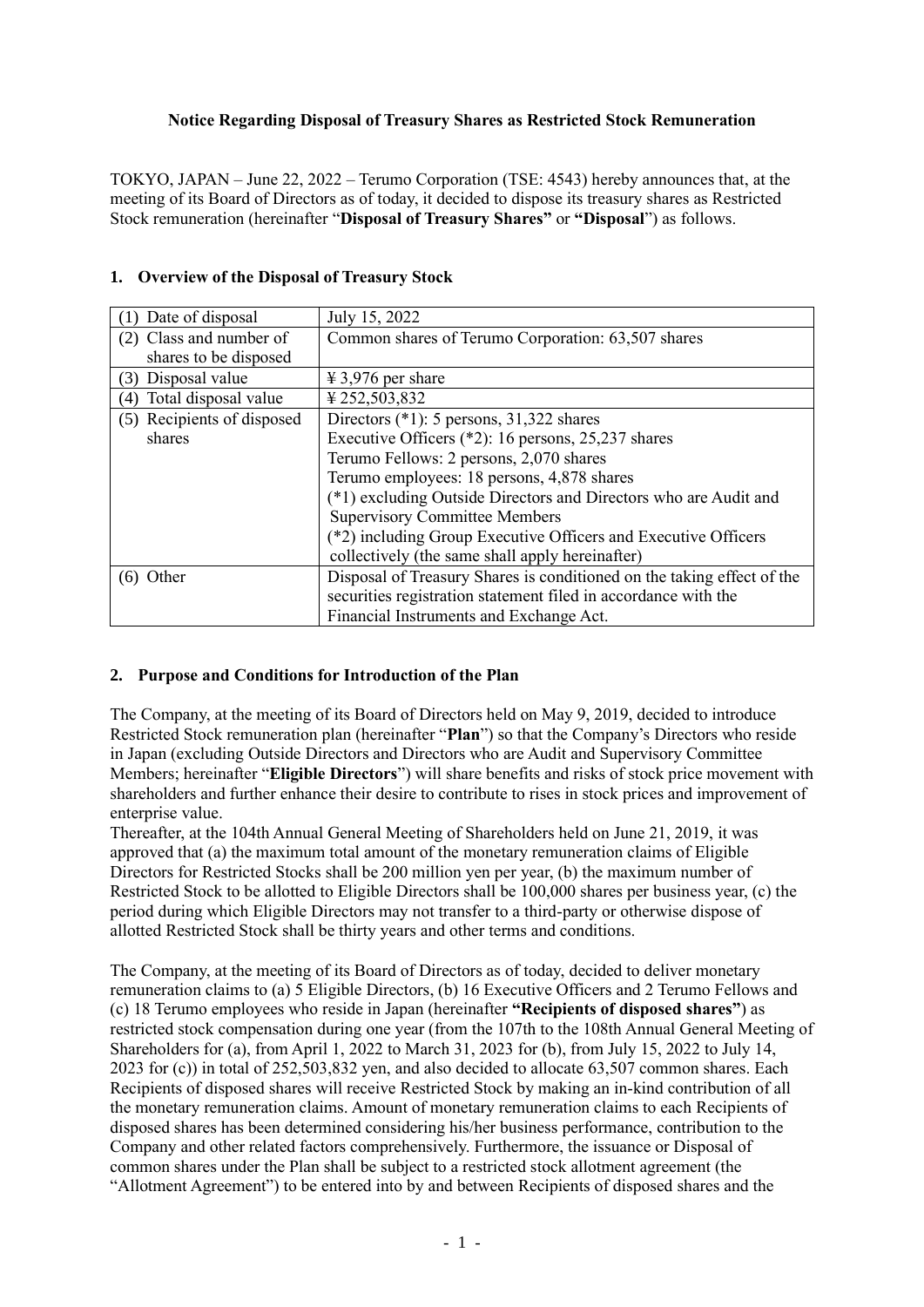**Notice Regarding Disposal of Treasury Shares as Restricted Stock Remuneration**

TOKYO, JAPAN – June 22, 2022 – Terumo Corporation (TSE: 4543) hereby announces that, at the meeting of its Board of Directors as of today, it decided to dispose its treasury shares as Restricted Stock remuneration (hereinafter "**Disposal of Treasury Shares"** or **"Disposal**") as follows.

## 1. Overview of the Disposal of Treasury Stock

| | |
|---|---|
| (1) Date of disposal | July 15, 2022 |
| (2) Class and number of shares to be disposed | Common shares of Terumo Corporation: 63,507 shares |
| (3) Disposal value | ¥ 3,976 per share |
| (4) Total disposal value | ¥ 252,503,832 |
| (5) Recipients of disposed shares | Directors (*1): 5 persons, 31,322 shares<br>Executive Officers (*2): 16 persons, 25,237 shares<br>Terumo Fellows: 2 persons, 2,070 shares<br>Terumo employees: 18 persons, 4,878 shares<br>(*1) excluding Outside Directors and Directors who are Audit and Supervisory Committee Members<br>(*2) including Group Executive Officers and Executive Officers collectively (the same shall apply hereinafter) |
| (6) Other | Disposal of Treasury Shares is conditioned on the taking effect of the securities registration statement filed in accordance with the Financial Instruments and Exchange Act. |

## 2. Purpose and Conditions for Introduction of the Plan

The Company, at the meeting of its Board of Directors held on May 9, 2019, decided to introduce Restricted Stock remuneration plan (hereinafter "**Plan**") so that the Company's Directors who reside in Japan (excluding Outside Directors and Directors who are Audit and Supervisory Committee Members; hereinafter "**Eligible Directors**") will share benefits and risks of stock price movement with shareholders and further enhance their desire to contribute to rises in stock prices and improvement of enterprise value.

Thereafter, at the 104th Annual General Meeting of Shareholders held on June 21, 2019, it was approved that (a) the maximum total amount of the monetary remuneration claims of Eligible Directors for Restricted Stocks shall be 200 million yen per year, (b) the maximum number of Restricted Stock to be allotted to Eligible Directors shall be 100,000 shares per business year, (c) the period during which Eligible Directors may not transfer to a third-party or otherwise dispose of allotted Restricted Stock shall be thirty years and other terms and conditions.

The Company, at the meeting of its Board of Directors as of today, decided to deliver monetary remuneration claims to (a) 5 Eligible Directors, (b) 16 Executive Officers and 2 Terumo Fellows and (c) 18 Terumo employees who reside in Japan (hereinafter **"Recipients of disposed shares"**) as restricted stock compensation during one year (from the 107th to the 108th Annual General Meeting of Shareholders for (a), from April 1, 2022 to March 31, 2023 for (b), from July 15, 2022 to July 14, 2023 for (c)) in total of 252,503,832 yen, and also decided to allocate 63,507 common shares. Each Recipients of disposed shares will receive Restricted Stock by making an in-kind contribution of all the monetary remuneration claims. Amount of monetary remuneration claims to each Recipients of disposed shares has been determined considering his/her business performance, contribution to the Company and other related factors comprehensively. Furthermore, the issuance or Disposal of common shares under the Plan shall be subject to a restricted stock allotment agreement (the "Allotment Agreement") to be entered into by and between Recipients of disposed shares and the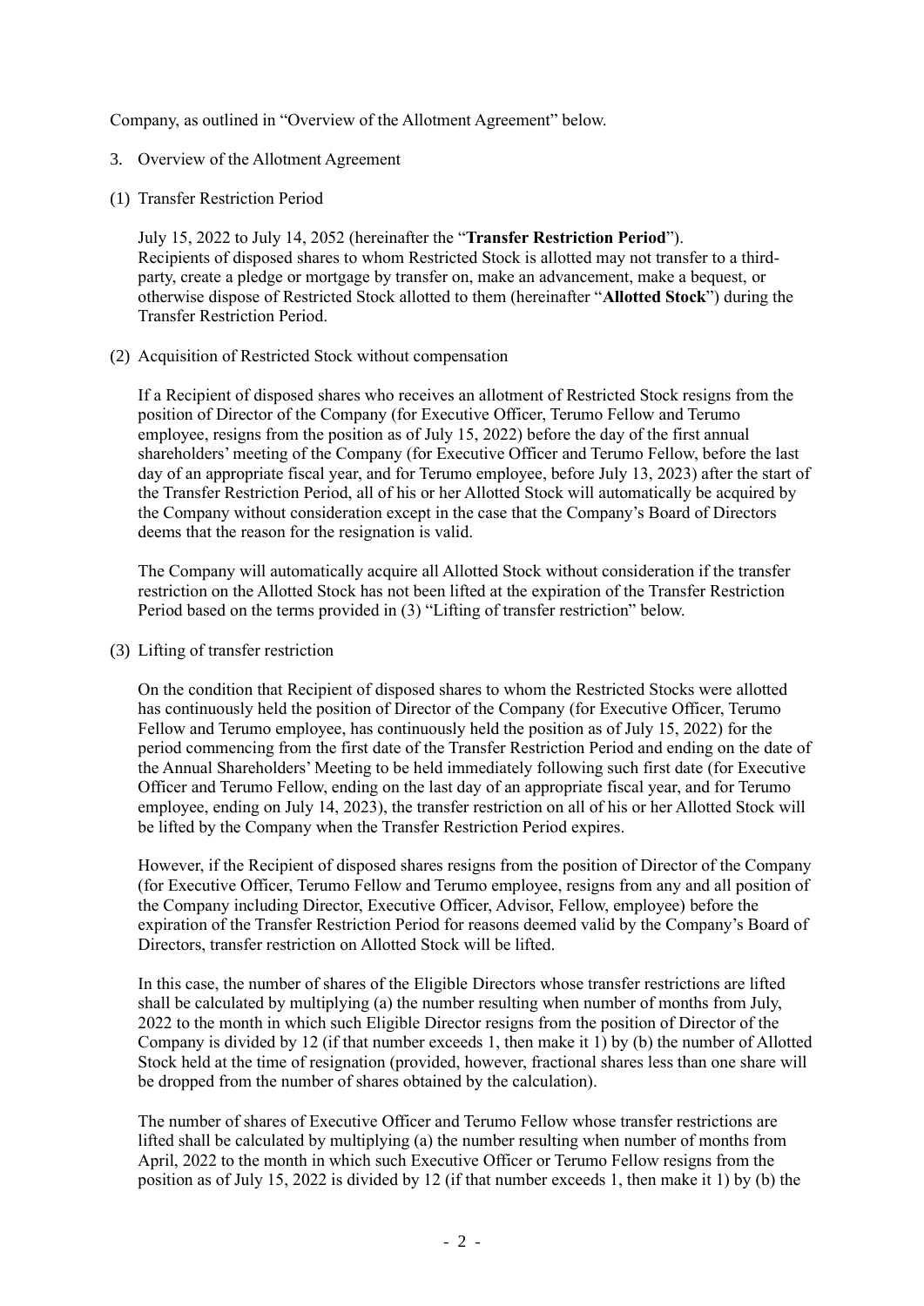Company, as outlined in "Overview of the Allotment Agreement" below.

3. Overview of the Allotment Agreement

(1) Transfer Restriction Period

July 15, 2022 to July 14, 2052 (hereinafter the "**Transfer Restriction Period**").
Recipients of disposed shares to whom Restricted Stock is allotted may not transfer to a third-party, create a pledge or mortgage by transfer on, make an advancement, make a bequest, or otherwise dispose of Restricted Stock allotted to them (hereinafter "**Allotted Stock**") during the Transfer Restriction Period.

(2) Acquisition of Restricted Stock without compensation

If a Recipient of disposed shares who receives an allotment of Restricted Stock resigns from the position of Director of the Company (for Executive Officer, Terumo Fellow and Terumo employee, resigns from the position as of July 15, 2022) before the day of the first annual shareholders' meeting of the Company (for Executive Officer and Terumo Fellow, before the last day of an appropriate fiscal year, and for Terumo employee, before July 13, 2023) after the start of the Transfer Restriction Period, all of his or her Allotted Stock will automatically be acquired by the Company without consideration except in the case that the Company's Board of Directors deems that the reason for the resignation is valid.

The Company will automatically acquire all Allotted Stock without consideration if the transfer restriction on the Allotted Stock has not been lifted at the expiration of the Transfer Restriction Period based on the terms provided in (3) "Lifting of transfer restriction" below.

(3) Lifting of transfer restriction

On the condition that Recipient of disposed shares to whom the Restricted Stocks were allotted has continuously held the position of Director of the Company (for Executive Officer, Terumo Fellow and Terumo employee, has continuously held the position as of July 15, 2022) for the period commencing from the first date of the Transfer Restriction Period and ending on the date of the Annual Shareholders' Meeting to be held immediately following such first date (for Executive Officer and Terumo Fellow, ending on the last day of an appropriate fiscal year, and for Terumo employee, ending on July 14, 2023), the transfer restriction on all of his or her Allotted Stock will be lifted by the Company when the Transfer Restriction Period expires.

However, if the Recipient of disposed shares resigns from the position of Director of the Company (for Executive Officer, Terumo Fellow and Terumo employee, resigns from any and all position of the Company including Director, Executive Officer, Advisor, Fellow, employee) before the expiration of the Transfer Restriction Period for reasons deemed valid by the Company's Board of Directors, transfer restriction on Allotted Stock will be lifted.

In this case, the number of shares of the Eligible Directors whose transfer restrictions are lifted shall be calculated by multiplying (a) the number resulting when number of months from July, 2022 to the month in which such Eligible Director resigns from the position of Director of the Company is divided by 12 (if that number exceeds 1, then make it 1) by (b) the number of Allotted Stock held at the time of resignation (provided, however, fractional shares less than one share will be dropped from the number of shares obtained by the calculation).

The number of shares of Executive Officer and Terumo Fellow whose transfer restrictions are lifted shall be calculated by multiplying (a) the number resulting when number of months from April, 2022 to the month in which such Executive Officer or Terumo Fellow resigns from the position as of July 15, 2022 is divided by 12 (if that number exceeds 1, then make it 1) by (b) the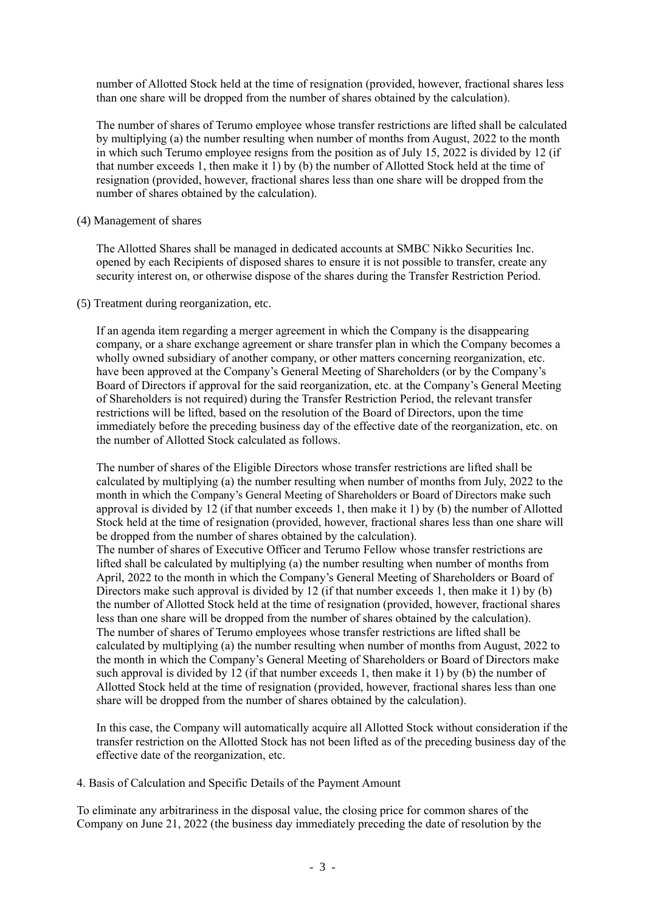number of Allotted Stock held at the time of resignation (provided, however, fractional shares less than one share will be dropped from the number of shares obtained by the calculation).

The number of shares of Terumo employee whose transfer restrictions are lifted shall be calculated by multiplying (a) the number resulting when number of months from August, 2022 to the month in which such Terumo employee resigns from the position as of July 15, 2022 is divided by 12 (if that number exceeds 1, then make it 1) by (b) the number of Allotted Stock held at the time of resignation (provided, however, fractional shares less than one share will be dropped from the number of shares obtained by the calculation).

(4) Management of shares

The Allotted Shares shall be managed in dedicated accounts at SMBC Nikko Securities Inc. opened by each Recipients of disposed shares to ensure it is not possible to transfer, create any security interest on, or otherwise dispose of the shares during the Transfer Restriction Period.

(5) Treatment during reorganization, etc.

If an agenda item regarding a merger agreement in which the Company is the disappearing company, or a share exchange agreement or share transfer plan in which the Company becomes a wholly owned subsidiary of another company, or other matters concerning reorganization, etc. have been approved at the Company's General Meeting of Shareholders (or by the Company's Board of Directors if approval for the said reorganization, etc. at the Company's General Meeting of Shareholders is not required) during the Transfer Restriction Period, the relevant transfer restrictions will be lifted, based on the resolution of the Board of Directors, upon the time immediately before the preceding business day of the effective date of the reorganization, etc. on the number of Allotted Stock calculated as follows.

The number of shares of the Eligible Directors whose transfer restrictions are lifted shall be calculated by multiplying (a) the number resulting when number of months from July, 2022 to the month in which the Company's General Meeting of Shareholders or Board of Directors make such approval is divided by 12 (if that number exceeds 1, then make it 1) by (b) the number of Allotted Stock held at the time of resignation (provided, however, fractional shares less than one share will be dropped from the number of shares obtained by the calculation).
The number of shares of Executive Officer and Terumo Fellow whose transfer restrictions are lifted shall be calculated by multiplying (a) the number resulting when number of months from April, 2022 to the month in which the Company's General Meeting of Shareholders or Board of Directors make such approval is divided by 12 (if that number exceeds 1, then make it 1) by (b) the number of Allotted Stock held at the time of resignation (provided, however, fractional shares less than one share will be dropped from the number of shares obtained by the calculation).
The number of shares of Terumo employees whose transfer restrictions are lifted shall be calculated by multiplying (a) the number resulting when number of months from August, 2022 to the month in which the Company's General Meeting of Shareholders or Board of Directors make such approval is divided by 12 (if that number exceeds 1, then make it 1) by (b) the number of Allotted Stock held at the time of resignation (provided, however, fractional shares less than one share will be dropped from the number of shares obtained by the calculation).

In this case, the Company will automatically acquire all Allotted Stock without consideration if the transfer restriction on the Allotted Stock has not been lifted as of the preceding business day of the effective date of the reorganization, etc.

4. Basis of Calculation and Specific Details of the Payment Amount

To eliminate any arbitrariness in the disposal value, the closing price for common shares of the Company on June 21, 2022 (the business day immediately preceding the date of resolution by the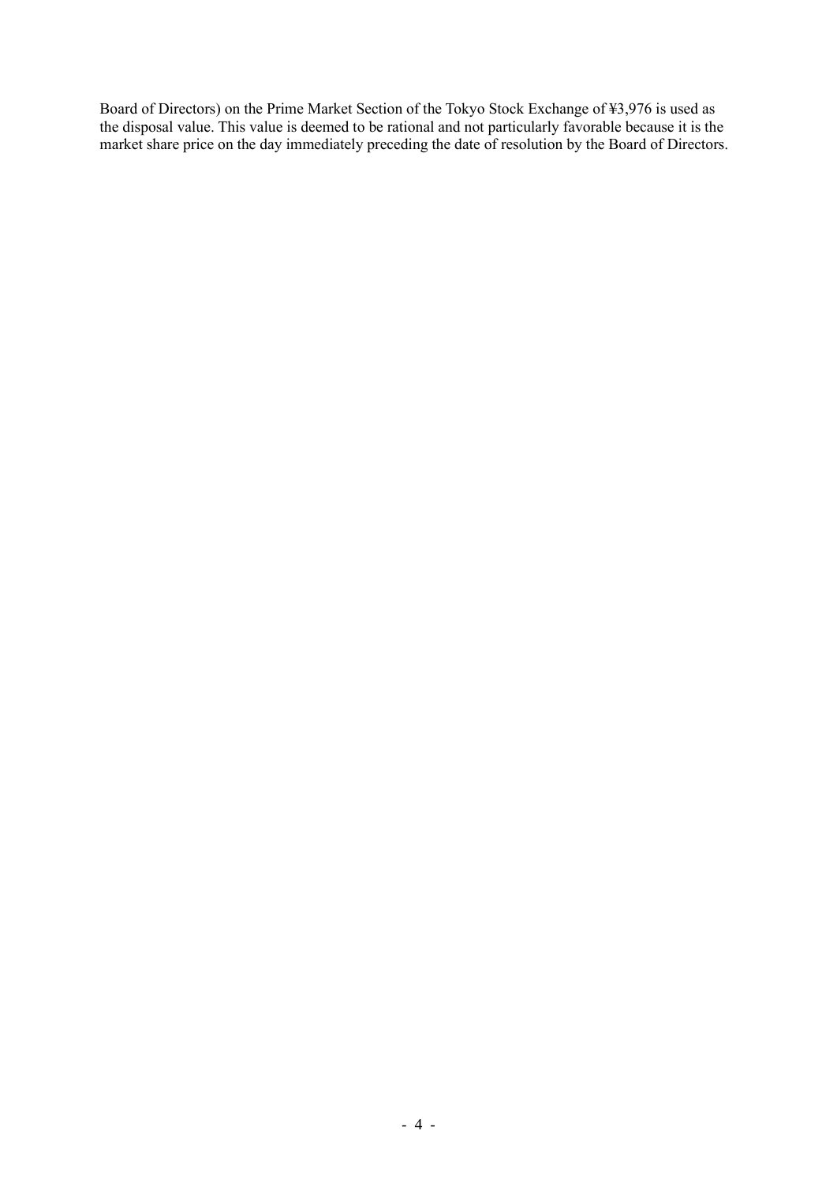Board of Directors) on the Prime Market Section of the Tokyo Stock Exchange of ¥3,976 is used as the disposal value. This value is deemed to be rational and not particularly favorable because it is the market share price on the day immediately preceding the date of resolution by the Board of Directors.